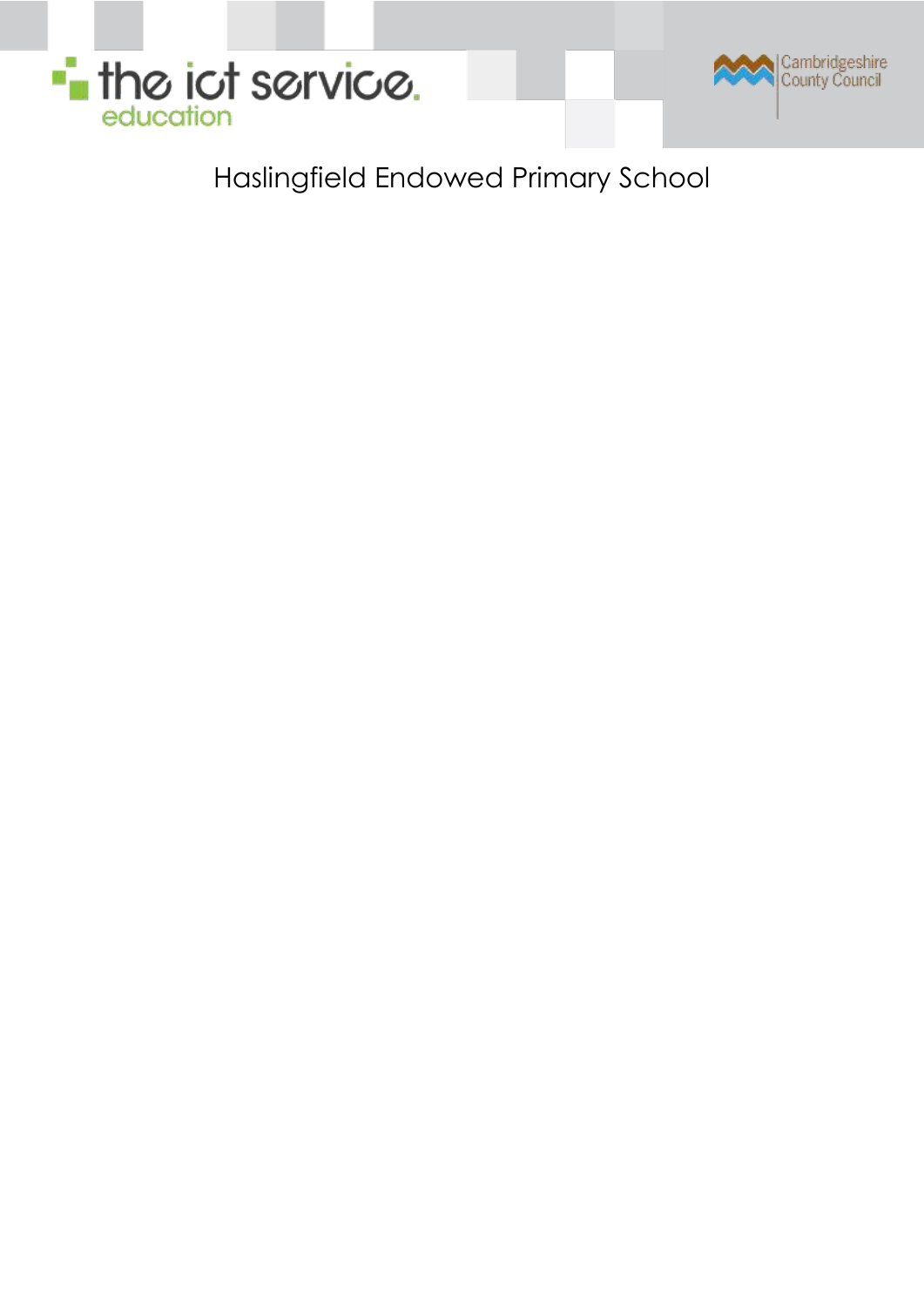the ict service. education

Cambridgeshire County Council

# Haslingfield Endowed Primary School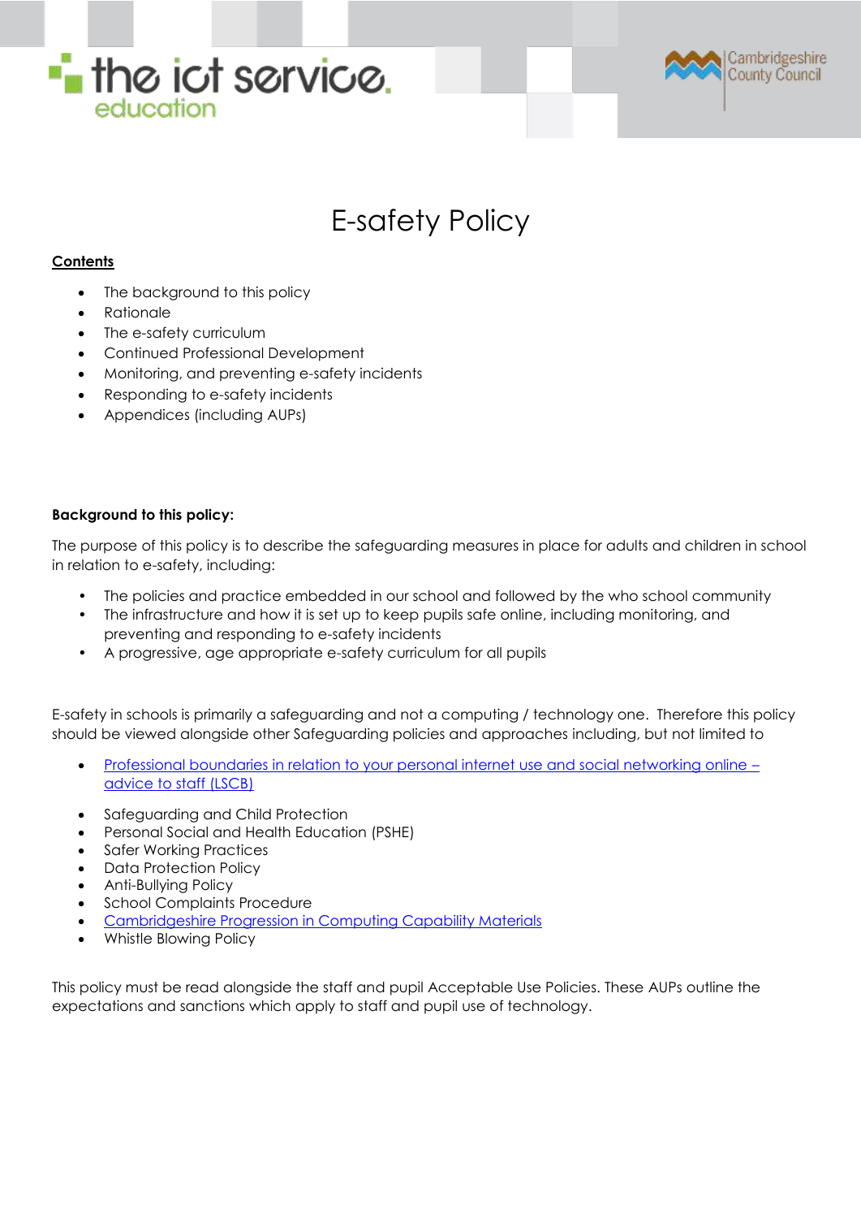# E-safety Policy

**Contents**

- The background to this policy
- Rationale
- The e-safety curriculum
- Continued Professional Development
- Monitoring, and preventing e-safety incidents
- Responding to e-safety incidents
- Appendices (including AUPs)

**Background to this policy:**

The purpose of this policy is to describe the safeguarding measures in place for adults and children in school in relation to e-safety, including:

- The policies and practice embedded in our school and followed by the who school community
- The infrastructure and how it is set up to keep pupils safe online, including monitoring, and preventing and responding to e-safety incidents
- A progressive, age appropriate e-safety curriculum for all pupils

E-safety in schools is primarily a safeguarding and not a computing / technology one. Therefore this policy should be viewed alongside other Safeguarding policies and approaches including, but not limited to

- Professional boundaries in relation to your personal internet use and social networking online – advice to staff (LSCB)
- Safeguarding and Child Protection
- Personal Social and Health Education (PSHE)
- Safer Working Practices
- Data Protection Policy
- Anti-Bullying Policy
- School Complaints Procedure
- Cambridgeshire Progression in Computing Capability Materials
- Whistle Blowing Policy

This policy must be read alongside the staff and pupil Acceptable Use Policies. These AUPs outline the expectations and sanctions which apply to staff and pupil use of technology.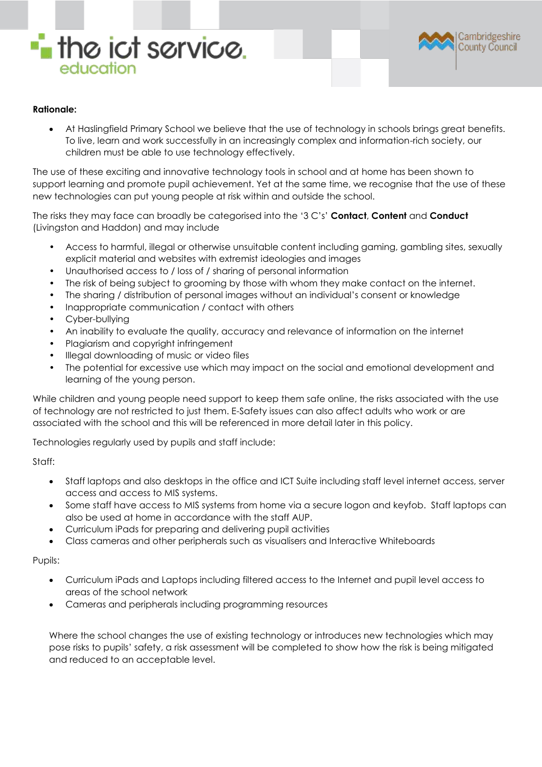**Rationale:**

- At Haslingfield Primary School we believe that the use of technology in schools brings great benefits. To live, learn and work successfully in an increasingly complex and information-rich society, our children must be able to use technology effectively.

The use of these exciting and innovative technology tools in school and at home has been shown to support learning and promote pupil achievement. Yet at the same time, we recognise that the use of these new technologies can put young people at risk within and outside the school.

The risks they may face can broadly be categorised into the '3 C's' **Contact**, **Content** and **Conduct** (Livingston and Haddon) and may include

- Access to harmful, illegal or otherwise unsuitable content including gaming, gambling sites, sexually explicit material and websites with extremist ideologies and images
- Unauthorised access to / loss of / sharing of personal information
- The risk of being subject to grooming by those with whom they make contact on the internet.
- The sharing / distribution of personal images without an individual's consent or knowledge
- Inappropriate communication / contact with others
- Cyber-bullying
- An inability to evaluate the quality, accuracy and relevance of information on the internet
- Plagiarism and copyright infringement
- Illegal downloading of music or video files
- The potential for excessive use which may impact on the social and emotional development and learning of the young person.

While children and young people need support to keep them safe online, the risks associated with the use of technology are not restricted to just them. E-Safety issues can also affect adults who work or are associated with the school and this will be referenced in more detail later in this policy.

Technologies regularly used by pupils and staff include:

Staff:

- Staff laptops and also desktops in the office and ICT Suite including staff level internet access, server access and access to MIS systems.
- Some staff have access to MIS systems from home via a secure logon and keyfob. Staff laptops can also be used at home in accordance with the staff AUP.
- Curriculum iPads for preparing and delivering pupil activities
- Class cameras and other peripherals such as visualisers and Interactive Whiteboards

Pupils:

- Curriculum iPads and Laptops including filtered access to the Internet and pupil level access to areas of the school network
- Cameras and peripherals including programming resources

Where the school changes the use of existing technology or introduces new technologies which may pose risks to pupils' safety, a risk assessment will be completed to show how the risk is being mitigated and reduced to an acceptable level.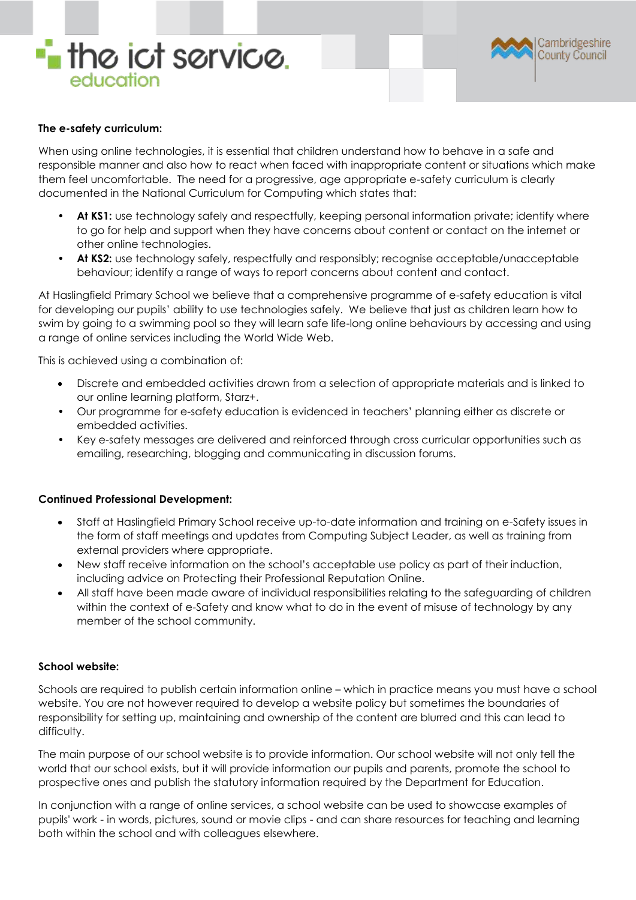**The e-safety curriculum:**

When using online technologies, it is essential that children understand how to behave in a safe and responsible manner and also how to react when faced with inappropriate content or situations which make them feel uncomfortable. The need for a progressive, age appropriate e-safety curriculum is clearly documented in the National Curriculum for Computing which states that:

- **At KS1:** use technology safely and respectfully, keeping personal information private; identify where to go for help and support when they have concerns about content or contact on the internet or other online technologies.
- **At KS2:** use technology safely, respectfully and responsibly; recognise acceptable/unacceptable behaviour; identify a range of ways to report concerns about content and contact.

At Haslingfield Primary School we believe that a comprehensive programme of e-safety education is vital for developing our pupils' ability to use technologies safely. We believe that just as children learn how to swim by going to a swimming pool so they will learn safe life-long online behaviours by accessing and using a range of online services including the World Wide Web.

This is achieved using a combination of:

- Discrete and embedded activities drawn from a selection of appropriate materials and is linked to our online learning platform, Starz+.
- Our programme for e-safety education is evidenced in teachers' planning either as discrete or embedded activities.
- Key e-safety messages are delivered and reinforced through cross curricular opportunities such as emailing, researching, blogging and communicating in discussion forums.

**Continued Professional Development:**

- Staff at Haslingfield Primary School receive up-to-date information and training on e-Safety issues in the form of staff meetings and updates from Computing Subject Leader, as well as training from external providers where appropriate.
- New staff receive information on the school's acceptable use policy as part of their induction, including advice on Protecting their Professional Reputation Online.
- All staff have been made aware of individual responsibilities relating to the safeguarding of children within the context of e-Safety and know what to do in the event of misuse of technology by any member of the school community.

**School website:**

Schools are required to publish certain information online – which in practice means you must have a school website. You are not however required to develop a website policy but sometimes the boundaries of responsibility for setting up, maintaining and ownership of the content are blurred and this can lead to difficulty.

The main purpose of our school website is to provide information. Our school website will not only tell the world that our school exists, but it will provide information our pupils and parents, promote the school to prospective ones and publish the statutory information required by the Department for Education.

In conjunction with a range of online services, a school website can be used to showcase examples of pupils' work - in words, pictures, sound or movie clips - and can share resources for teaching and learning both within the school and with colleagues elsewhere.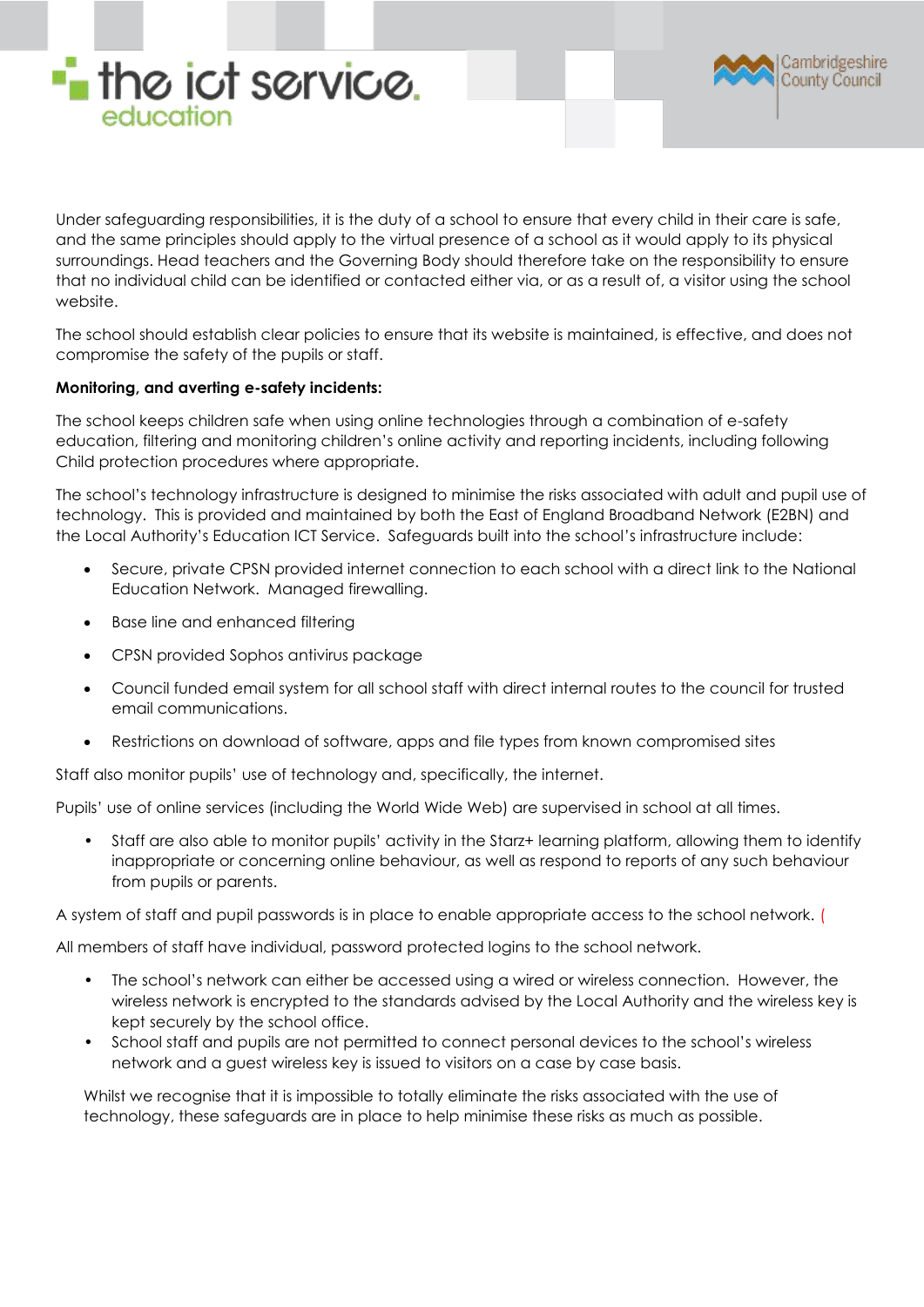Under safeguarding responsibilities, it is the duty of a school to ensure that every child in their care is safe, and the same principles should apply to the virtual presence of a school as it would apply to its physical surroundings. Head teachers and the Governing Body should therefore take on the responsibility to ensure that no individual child can be identified or contacted either via, or as a result of, a visitor using the school website.

The school should establish clear policies to ensure that its website is maintained, is effective, and does not compromise the safety of the pupils or staff.

**Monitoring, and averting e-safety incidents:**

The school keeps children safe when using online technologies through a combination of e-safety education, filtering and monitoring children's online activity and reporting incidents, including following Child protection procedures where appropriate.

The school's technology infrastructure is designed to minimise the risks associated with adult and pupil use of technology. This is provided and maintained by both the East of England Broadband Network (E2BN) and the Local Authority's Education ICT Service. Safeguards built into the school's infrastructure include:

- Secure, private CPSN provided internet connection to each school with a direct link to the National Education Network. Managed firewalling.
- Base line and enhanced filtering
- CPSN provided Sophos antivirus package
- Council funded email system for all school staff with direct internal routes to the council for trusted email communications.
- Restrictions on download of software, apps and file types from known compromised sites

Staff also monitor pupils' use of technology and, specifically, the internet.

Pupils' use of online services (including the World Wide Web) are supervised in school at all times.

- Staff are also able to monitor pupils' activity in the Starz+ learning platform, allowing them to identify inappropriate or concerning online behaviour, as well as respond to reports of any such behaviour from pupils or parents.

A system of staff and pupil passwords is in place to enable appropriate access to the school network. (

All members of staff have individual, password protected logins to the school network.

- The school's network can either be accessed using a wired or wireless connection. However, the wireless network is encrypted to the standards advised by the Local Authority and the wireless key is kept securely by the school office.
- School staff and pupils are not permitted to connect personal devices to the school's wireless network and a guest wireless key is issued to visitors on a case by case basis.

Whilst we recognise that it is impossible to totally eliminate the risks associated with the use of technology, these safeguards are in place to help minimise these risks as much as possible.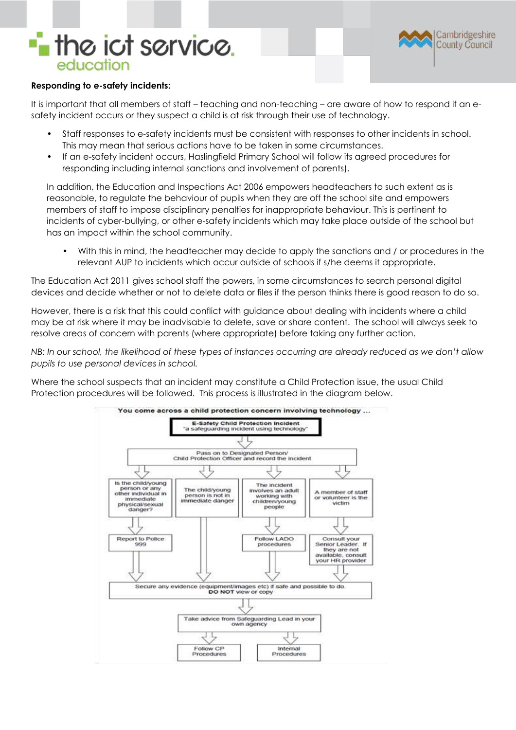**Responding to e-safety incidents:**

It is important that all members of staff – teaching and non-teaching – are aware of how to respond if an e-safety incident occurs or they suspect a child is at risk through their use of technology.

- Staff responses to e-safety incidents must be consistent with responses to other incidents in school. This may mean that serious actions have to be taken in some circumstances.
- If an e-safety incident occurs, Haslingfield Primary School will follow its agreed procedures for responding including internal sanctions and involvement of parents).

In addition, the Education and Inspections Act 2006 empowers headteachers to such extent as is reasonable, to regulate the behaviour of pupils when they are off the school site and empowers members of staff to impose disciplinary penalties for inappropriate behaviour. This is pertinent to incidents of cyber-bullying, or other e-safety incidents which may take place outside of the school but has an impact within the school community.

- With this in mind, the headteacher may decide to apply the sanctions and / or procedures in the relevant AUP to incidents which occur outside of schools if s/he deems it appropriate.

The Education Act 2011 gives school staff the powers, in some circumstances to search personal digital devices and decide whether or not to delete data or files if the person thinks there is good reason to do so.

However, there is a risk that this could conflict with guidance about dealing with incidents where a child may be at risk where it may be inadvisable to delete, save or share content. The school will always seek to resolve areas of concern with parents (where appropriate) before taking any further action.

*NB: In our school, the likelihood of these types of instances occurring are already reduced as we don't allow pupils to use personal devices in school.*

Where the school suspects that an incident may constitute a Child Protection issue, the usual Child Protection procedures will be followed. This process is illustrated in the diagram below.

You come across a child protection concern involving technology ...

E-Safety Child Protection Incident
"a safeguarding incident using technology"

Pass on to Designated Person/
Child Protection Officer and record the incident

Is the child/young person or any other individual in immediate physical/sexual danger?

The child/young person is not in immediate danger

The incident involves an adult working with children/young people

A member of staff or volunteer is the victim

Report to Police 999

Follow LADO procedures

Consult your Senior Leader. If they are not available, consult your HR provider

Secure any evidence (equipment/images etc) if safe and possible to do.
**DO NOT** view or copy

Take advice from Safeguarding Lead in your own agency

Follow CP Procedures

Internal Procedures